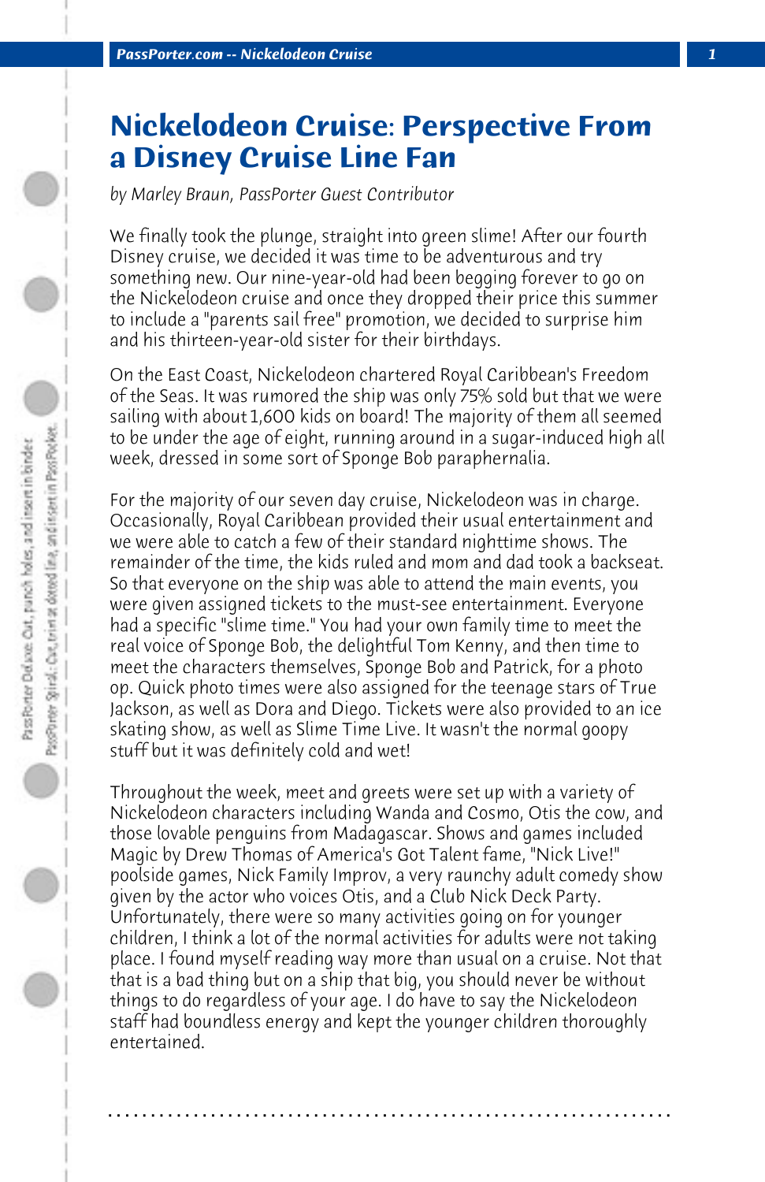# Nickelodeon Cruise: Perspective From a Disney Cruise Line Fan

*by Marley Braun, PassPorter Guest Contributor*

We finally took the plunge, straight into green slime! After our fourth Disney cruise, we decided it was time to be adventurous and try something new. Our nine-year-old had been begging forever to go on the Nickelodeon cruise and once they dropped their price this summer to include a "parents sail free" promotion, we decided to surprise him and his thirteen-year-old sister for their birthdays.

On the East Coast, Nickelodeon chartered Royal Caribbean's Freedom of the Seas. It was rumored the ship was only 75% sold but that we were sailing with about 1,600 kids on board! The majority of them all seemed to be under the age of eight, running around in a sugar-induced high all week, dressed in some sort of Sponge Bob paraphernalia.

For the majority of our seven day cruise, Nickelodeon was in charge. Occasionally, Royal Caribbean provided their usual entertainment and we were able to catch a few of their standard nighttime shows. The remainder of the time, the kids ruled and mom and dad took a backseat. So that everyone on the ship was able to attend the main events, you were given assigned tickets to the must-see entertainment. Everyone had a specific "slime time." You had your own family time to meet the real voice of Sponge Bob, the delightful Tom Kenny, and then time to meet the characters themselves, Sponge Bob and Patrick, for a photo op. Quick photo times were also assigned for the teenage stars of True Jackson, as well as Dora and Diego. Tickets were also provided to an ice skating show, as well as Slime Time Live. It wasn't the normal goopy stuff but it was definitely cold and wet!

Throughout the week, meet and greets were set up with a variety of Nickelodeon characters including Wanda and Cosmo, Otis the cow, and those lovable penguins from Madagascar. Shows and games included Magic by Drew Thomas of America's Got Talent fame, "Nick Live!" poolside games, Nick Family Improv, a very raunchy adult comedy show given by the actor who voices Otis, and a Club Nick Deck Party. Unfortunately, there were so many activities going on for younger children, I think a lot of the normal activities for adults were not taking place. I found myself reading way more than usual on a cruise. Not that that is a bad thing but on a ship that big, you should never be without things to do regardless of your age. I do have to say the Nickelodeon staff had boundless energy and kept the younger children thoroughly entertained.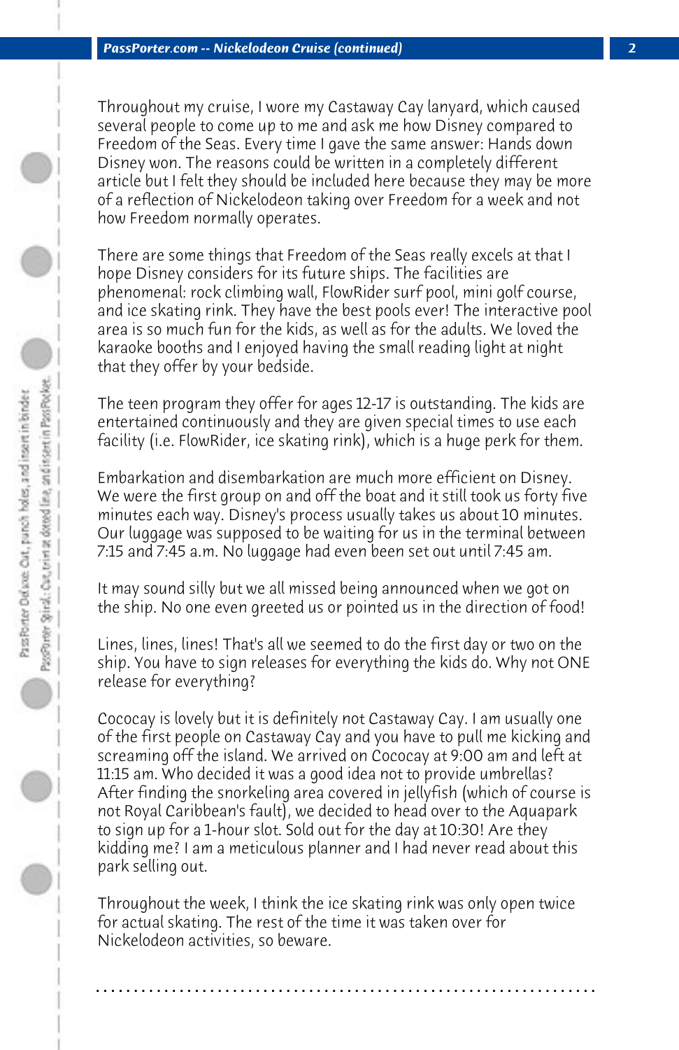Throughout my cruise, I wore my Castaway Cay lanyard, which caused several people to come up to me and ask me how Disney compared to Freedom of the Seas. Every time I gave the same answer: Hands down Disney won. The reasons could be written in a completely different article but I felt they should be included here because they may be more of a reflection of Nickelodeon taking over Freedom for a week and not how Freedom normally operates.

There are some things that Freedom of the Seas really excels at that I hope Disney considers for its future ships. The facilities are phenomenal: rock climbing wall, FlowRider surf pool, mini golf course, and ice skating rink. They have the best pools ever! The interactive pool area is so much fun for the kids, as well as for the adults. We loved the karaoke booths and I enjoyed having the small reading light at night that they offer by your bedside.

The teen program they offer for ages 12-17 is outstanding. The kids are entertained continuously and they are given special times to use each facility (i.e. FlowRider, ice skating rink), which is a huge perk for them.

Embarkation and disembarkation are much more efficient on Disney. We were the first group on and off the boat and it still took us forty five minutes each way. Disney's process usually takes us about 10 minutes. Our luggage was supposed to be waiting for us in the terminal between 7:15 and 7:45 a.m. No luggage had even been set out until 7:45 am.

It may sound silly but we all missed being announced when we got on the ship. No one even greeted us or pointed us in the direction of food!

Lines, lines, lines! That's all we seemed to do the first day or two on the ship. You have to sign releases for everything the kids do. Why not ONE release for everything?

Cococay is lovely but it is definitely not Castaway Cay. I am usually one of the first people on Castaway Cay and you have to pull me kicking and screaming off the island. We arrived on Cococay at 9:00 am and left at 11:15 am. Who decided it was a good idea not to provide umbrellas? After finding the snorkeling area covered in jellyfish (which of course is not Royal Caribbean's fault), we decided to head over to the Aquapark to sign up for a 1-hour slot. Sold out for the day at 10:30! Are they kidding me? I am a meticulous planner and I had never read about this park selling out.

Throughout the week, I think the ice skating rink was only open twice for actual skating. The rest of the time it was taken over for Nickelodeon activities, so beware.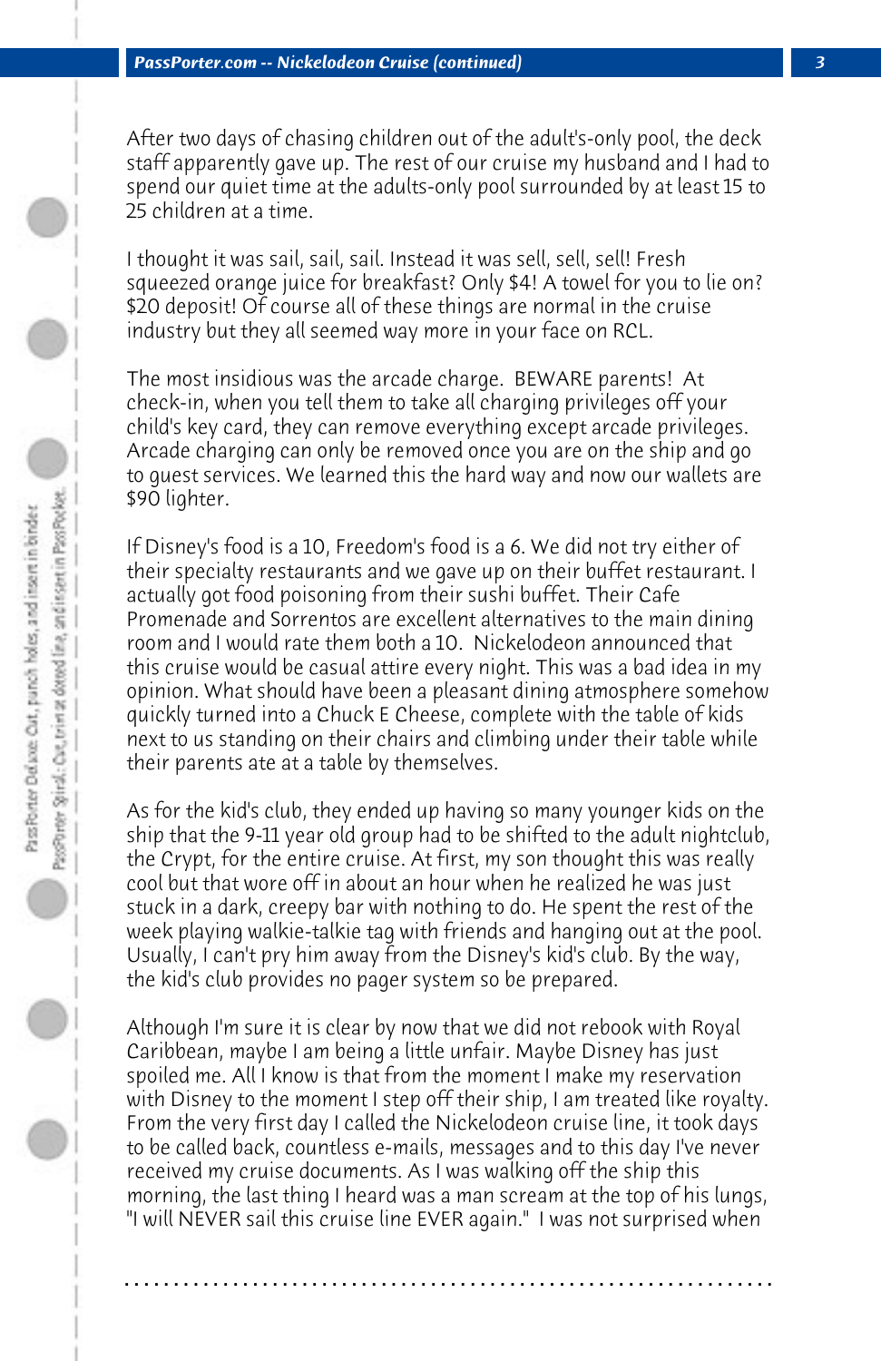After two days of chasing children out of the adult's-only pool, the deck staff apparently gave up. The rest of our cruise my husband and I had to spend our quiet time at the adults-only pool surrounded by at least 15 to 25 children at a time.

I thought it was sail, sail, sail. Instead it was sell, sell, sell! Fresh squeezed orange juice for breakfast? Only $4! A towel for you to lie on? $20 deposit! Of course all of these things are normal in the cruise industry but they all seemed way more in your face on RCL.

The most insidious was the arcade charge. BEWARE parents! At check-in, when you tell them to take all charging privileges off your child's key card, they can remove everything except arcade privileges. Arcade charging can only be removed once you are on the ship and go to guest services. We learned this the hard way and now our wallets are $90 lighter.

If Disney's food is a 10, Freedom's food is a 6. We did not try either of their specialty restaurants and we gave up on their buffet restaurant. I actually got food poisoning from their sushi buffet. Their Cafe Promenade and Sorrentos are excellent alternatives to the main dining room and I would rate them both a 10. Nickelodeon announced that this cruise would be casual attire every night. This was a bad idea in my opinion. What should have been a pleasant dining atmosphere somehow quickly turned into a Chuck E Cheese, complete with the table of kids next to us standing on their chairs and climbing under their table while their parents ate at a table by themselves.

As for the kid's club, they ended up having so many younger kids on the ship that the 9-11 year old group had to be shifted to the adult nightclub, the Crypt, for the entire cruise. At first, my son thought this was really cool but that wore off in about an hour when he realized he was just stuck in a dark, creepy bar with nothing to do. He spent the rest of the week playing walkie-talkie tag with friends and hanging out at the pool. Usually, I can't pry him away from the Disney's kid's club. By the way, the kid's club provides no pager system so be prepared.

Although I'm sure it is clear by now that we did not rebook with Royal Caribbean, maybe I am being a little unfair. Maybe Disney has just spoiled me. All I know is that from the moment I make my reservation with Disney to the moment I step off their ship, I am treated like royalty. From the very first day I called the Nickelodeon cruise line, it took days to be called back, countless e-mails, messages and to this day I've never received my cruise documents. As I was walking off the ship this morning, the last thing I heard was a man scream at the top of his lungs, "I will NEVER sail this cruise line EVER again." I was not surprised when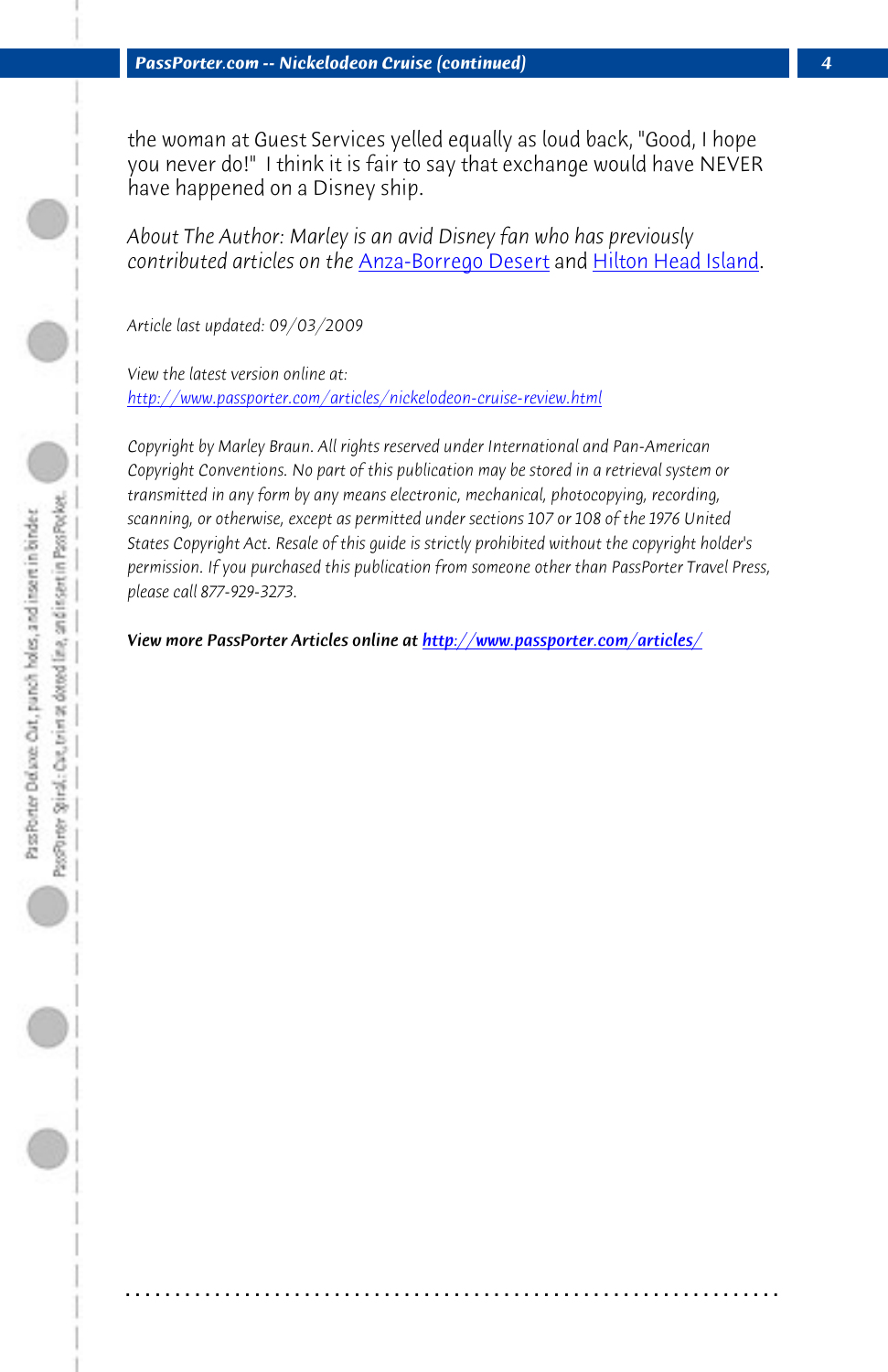the woman at Guest Services yelled equally as loud back, "Good, I hope you never do!" I think it is fair to say that exchange would have NEVER have happened on a Disney ship.

*About The Author: Marley is an avid Disney fan who has previously contributed articles on the* [Anza-Borrego Desert]() and [Hilton Head Island]().

*Article last updated: 09/03/2009*

*View the latest version online at:*
*[http://www.passporter.com/articles/nickelodeon-cruise-review.html](http://www.passporter.com/articles/nickelodeon-cruise-review.html)*

*Copyright by Marley Braun. All rights reserved under International and Pan-American Copyright Conventions. No part of this publication may be stored in a retrieval system or transmitted in any form by any means electronic, mechanical, photocopying, recording, scanning, or otherwise, except as permitted under sections 107 or 108 of the 1976 United States Copyright Act. Resale of this guide is strictly prohibited without the copyright holder's permission. If you purchased this publication from someone other than PassPorter Travel Press, please call 877-929-3273.*

***View more PassPorter Articles online at [http://www.passporter.com/articles/](http://www.passporter.com/articles/)***